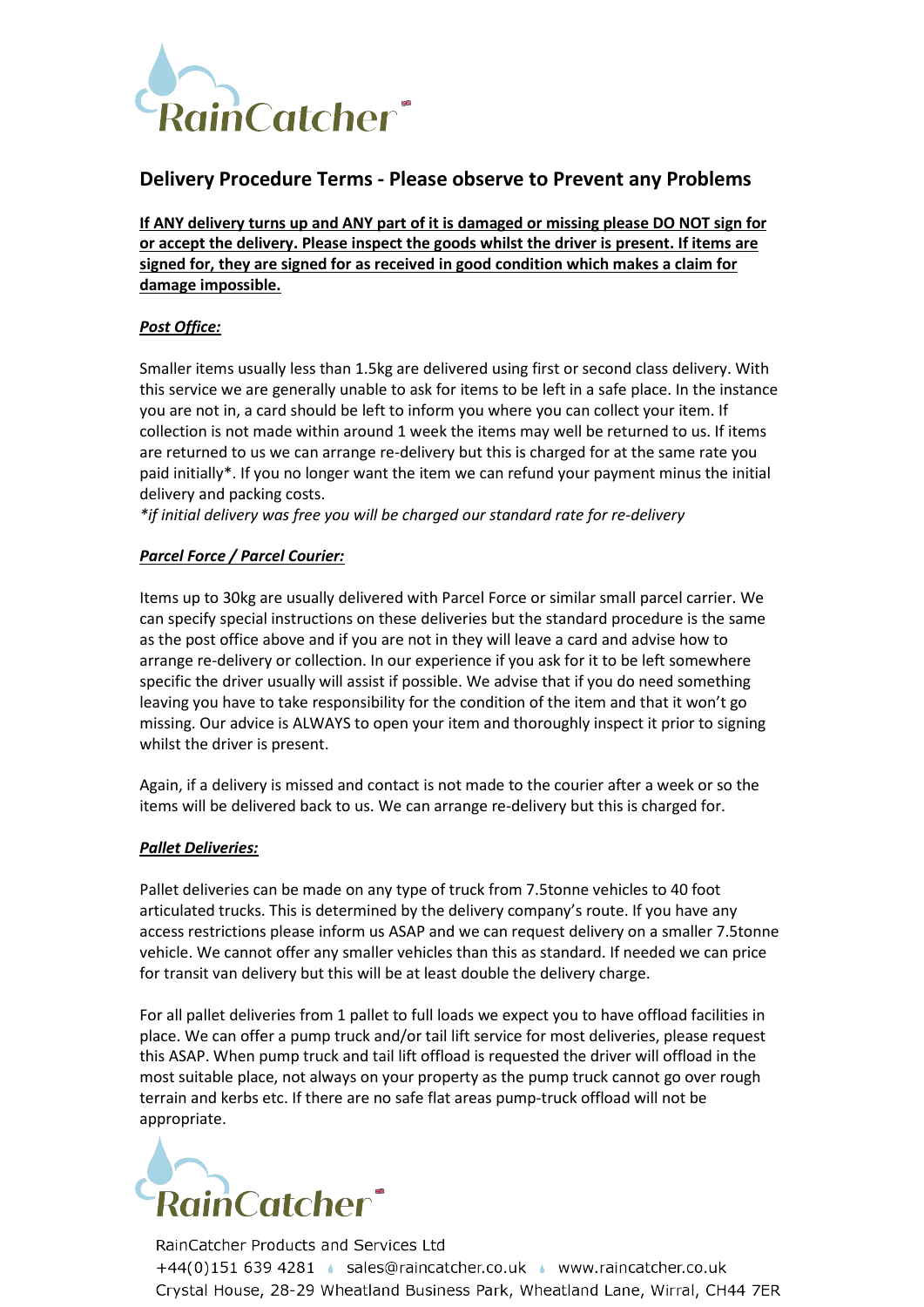# Delivery Procedure Terms - Please observe to Prevent any Problems

**If ANY delivery turns up and ANY part of it is damaged or missing please DO NOT sign for or accept the delivery. Please inspect the goods whilst the driver is present. If items are signed for, they are signed for as received in good condition which makes a claim for damage impossible.**

***Post Office:***

Smaller items usually less than 1.5kg are delivered using first or second class delivery. With this service we are generally unable to ask for items to be left in a safe place. In the instance you are not in, a card should be left to inform you where you can collect your item. If collection is not made within around 1 week the items may well be returned to us. If items are returned to us we can arrange re-delivery but this is charged for at the same rate you paid initially*. If you no longer want the item we can refund your payment minus the initial delivery and packing costs.

*\*if initial delivery was free you will be charged our standard rate for re-delivery*

***Parcel Force / Parcel Courier:***

Items up to 30kg are usually delivered with Parcel Force or similar small parcel carrier. We can specify special instructions on these deliveries but the standard procedure is the same as the post office above and if you are not in they will leave a card and advise how to arrange re-delivery or collection. In our experience if you ask for it to be left somewhere specific the driver usually will assist if possible. We advise that if you do need something leaving you have to take responsibility for the condition of the item and that it won't go missing. Our advice is ALWAYS to open your item and thoroughly inspect it prior to signing whilst the driver is present.

Again, if a delivery is missed and contact is not made to the courier after a week or so the items will be delivered back to us. We can arrange re-delivery but this is charged for.

***Pallet Deliveries:***

Pallet deliveries can be made on any type of truck from 7.5tonne vehicles to 40 foot articulated trucks. This is determined by the delivery company's route. If you have any access restrictions please inform us ASAP and we can request delivery on a smaller 7.5tonne vehicle. We cannot offer any smaller vehicles than this as standard. If needed we can price for transit van delivery but this will be at least double the delivery charge.

For all pallet deliveries from 1 pallet to full loads we expect you to have offload facilities in place. We can offer a pump truck and/or tail lift service for most deliveries, please request this ASAP. When pump truck and tail lift offload is requested the driver will offload in the most suitable place, not always on your property as the pump truck cannot go over rough terrain and kerbs etc. If there are no safe flat areas pump-truck offload will not be appropriate.

RainCatcher Products and Services Ltd
+44(0)151 639 4281 · sales@raincatcher.co.uk · www.raincatcher.co.uk
Crystal House, 28-29 Wheatland Business Park, Wheatland Lane, Wirral, CH44 7ER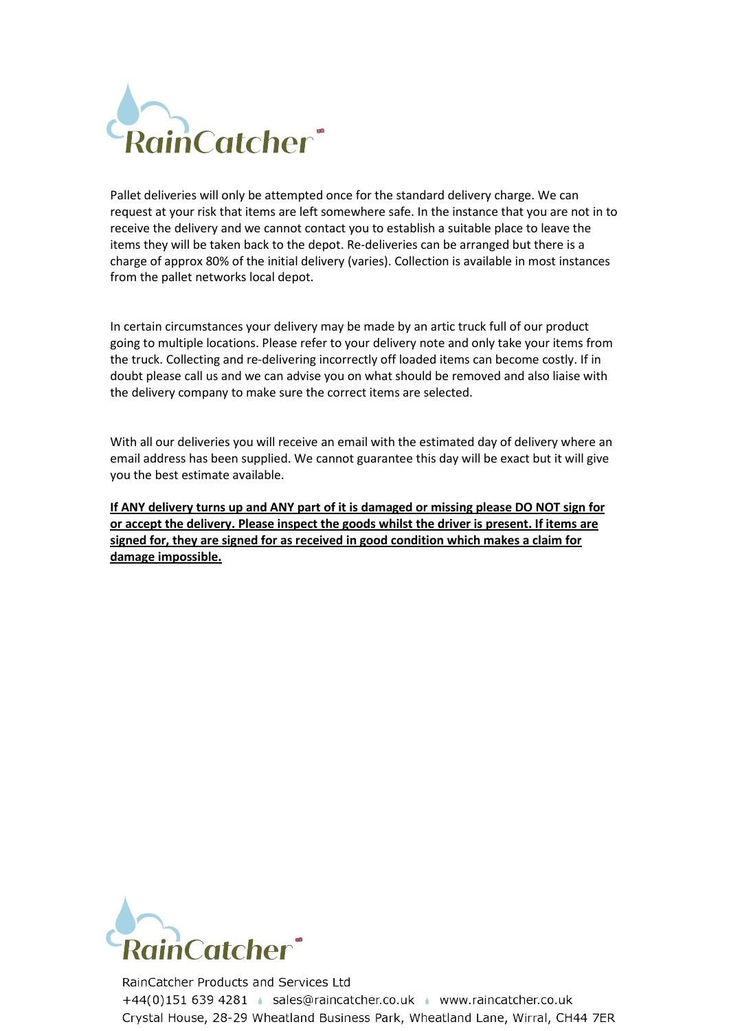Pallet deliveries will only be attempted once for the standard delivery charge. We can request at your risk that items are left somewhere safe. In the instance that you are not in to receive the delivery and we cannot contact you to establish a suitable place to leave the items they will be taken back to the depot. Re-deliveries can be arranged but there is a charge of approx 80% of the initial delivery (varies). Collection is available in most instances from the pallet networks local depot.

In certain circumstances your delivery may be made by an artic truck full of our product going to multiple locations. Please refer to your delivery note and only take your items from the truck. Collecting and re-delivering incorrectly off loaded items can become costly. If in doubt please call us and we can advise you on what should be removed and also liaise with the delivery company to make sure the correct items are selected.

With all our deliveries you will receive an email with the estimated day of delivery where an email address has been supplied. We cannot guarantee this day will be exact but it will give you the best estimate available.

**If ANY delivery turns up and ANY part of it is damaged or missing please DO NOT sign for or accept the delivery. Please inspect the goods whilst the driver is present. If items are signed for, they are signed for as received in good condition which makes a claim for damage impossible.**

RainCatcher Products and Services Ltd
+44(0)151 639 4281 ▪ sales@raincatcher.co.uk ▪ www.raincatcher.co.uk
Crystal House, 28-29 Wheatland Business Park, Wheatland Lane, Wirral, CH44 7ER